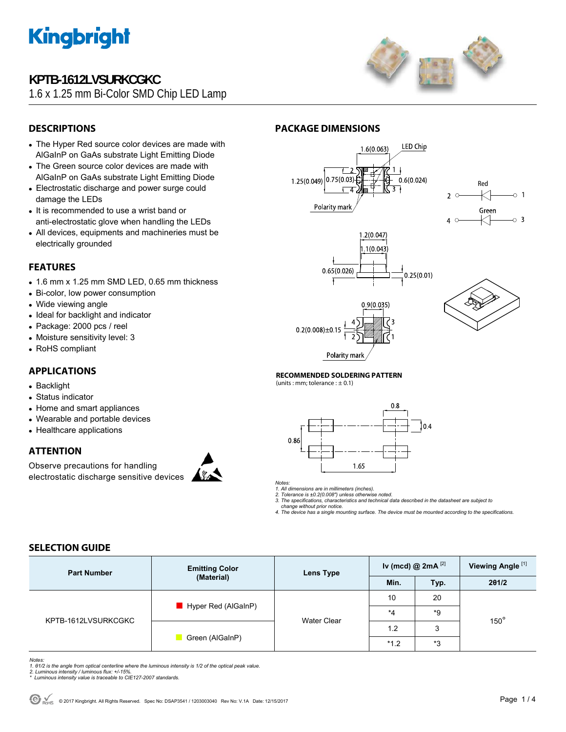# KPTB-1612LVSURKCGKC

1.6 x 1.25 mm Bi-Color SMD Chip LED Lamp

## DESCRIPTIONS

- The Hyper Red source color devices are made with AlGaInP on GaAs substrate Light Emitting Diode
- The Green source color devices are made with AlGaInP on GaAs substrate Light Emitting Diode
- Electrostatic discharge and power surge could damage the LEDs
- It is recommended to use a wrist band or anti-electrostatic glove when handling the LEDs
- All devices, equipments and machineries must be electrically grounded

## FEATURES

- 1.6 mm x 1.25 mm SMD LED, 0.65 mm thickness
- Bi-color, low power consumption
- Wide viewing angle
- Ideal for backlight and indicator
- Package: 2000 pcs / reel
- Moisture sensitivity level: 3
- RoHS compliant

## APPLICATIONS

- Backlight
- Status indicator
- Home and smart appliances
- Wearable and portable devices
- Healthcare applications

## ATTENTION

Observe precautions for handling electrostatic discharge sensitive devices

## PACKAGE DIMENSIONS

### RECOMMENDED SOLDERING PATTERN

(units : mm; tolerance : ± 0.1)

*Notes:*
*1. All dimensions are in millimeters (inches).*
*2. Tolerance is ±0.2(0.008") unless otherwise noted.*
*3. The specifications, characteristics and technical data described in the datasheet are subject to change without prior notice.*
*4. The device has a single mounting surface. The device must be mounted according to the specifications.*

## SELECTION GUIDE

| Part Number | Emitting Color (Material) | Lens Type | Iv (mcd) @ 2mA [2] | | Viewing Angle [1] |
|---|---|---|---|---|---|
| | | | Min. | Typ. | 2θ1/2 |
| KPTB-1612LVSURKCGKC | Hyper Red (AlGaInP) | Water Clear | 10 | 20 | 150° |
| | | | *4 | *9 | |
| | Green (AlGaInP) | | 1.2 | 3 | |
| | | | *1.2 | *3 | |

*Notes:*
*1. θ1/2 is the angle from optical centerline where the luminous intensity is 1/2 of the optical peak value.*
*2. Luminous intensity / luminous flux: +/-15%.*
*\* Luminous intensity value is traceable to CIE127-2007 standards.*

© 2017 Kingbright. All Rights Reserved. Spec No: DSAP3541 / 1203003040 Rev No: V.1A Date: 12/15/2017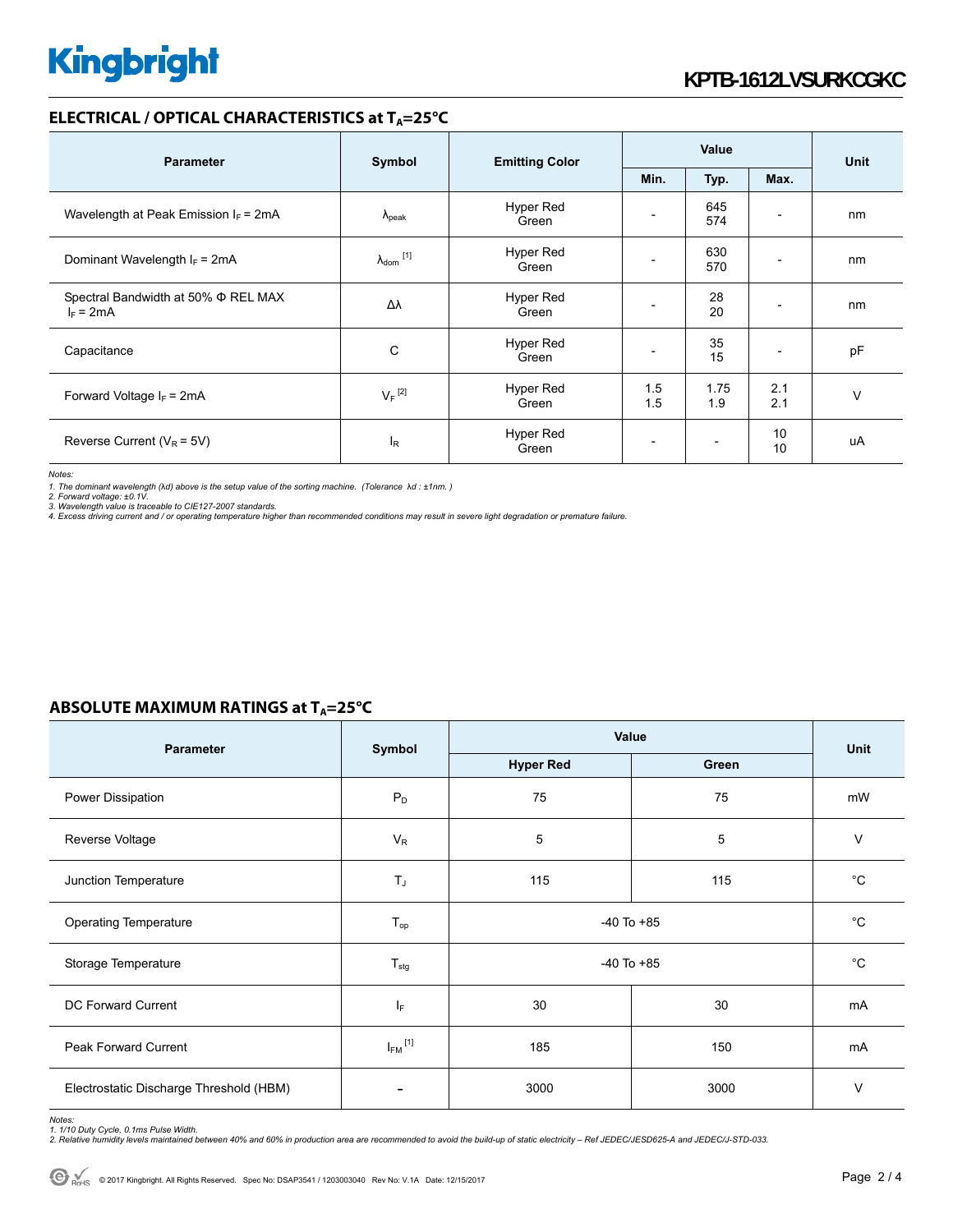## ELECTRICAL / OPTICAL CHARACTERISTICS at $T_A$=25°C

| Parameter | Symbol | Emitting Color | Value | | | Unit |
|---|---|---|---|---|---|---|
| | | | Min. | Typ. | Max. | |
| Wavelength at Peak Emission $I_F$ = 2mA | $\lambda_{peak}$ | Hyper Red<br>Green | - | 645<br>574 | - | nm |
| Dominant Wavelength $I_F$ = 2mA | $\lambda_{dom}$ [1] | Hyper Red<br>Green | - | 630<br>570 | - | nm |
| Spectral Bandwidth at 50% Φ REL MAX $I_F$ = 2mA | Δλ | Hyper Red<br>Green | - | 28<br>20 | - | nm |
| Capacitance | C | Hyper Red<br>Green | - | 35<br>15 | - | pF |
| Forward Voltage $I_F$ = 2mA | $V_F$ [2] | Hyper Red<br>Green | 1.5<br>1.5 | 1.75<br>1.9 | 2.1<br>2.1 | V |
| Reverse Current ($V_R$ = 5V) | $I_R$ | Hyper Red<br>Green | - | - | 10<br>10 | uA |

*Notes:*
*1. The dominant wavelength (λd) above is the setup value of the sorting machine. (Tolerance λd : ±1nm. )*
*2. Forward voltage: ±0.1V.*
*3. Wavelength value is traceable to CIE127-2007 standards.*
*4. Excess driving current and / or operating temperature higher than recommended conditions may result in severe light degradation or premature failure.*

## ABSOLUTE MAXIMUM RATINGS at $T_A$=25°C

| Parameter | Symbol | Value | | Unit |
|---|---|---|---|---|
| | | Hyper Red | Green | |
| Power Dissipation | $P_D$ | 75 | 75 | mW |
| Reverse Voltage | $V_R$ | 5 | 5 | V |
| Junction Temperature | $T_J$ | 115 | 115 | °C |
| Operating Temperature | $T_{op}$ | -40 To +85 | | °C |
| Storage Temperature | $T_{stg}$ | -40 To +85 | | °C |
| DC Forward Current | $I_F$ | 30 | 30 | mA |
| Peak Forward Current | $I_{FM}$ [1] | 185 | 150 | mA |
| Electrostatic Discharge Threshold (HBM) | - | 3000 | 3000 | V |

*Notes:*
*1. 1/10 Duty Cycle, 0.1ms Pulse Width.*
*2. Relative humidity levels maintained between 40% and 60% in production area are recommended to avoid the build-up of static electricity – Ref JEDEC/JESD625-A and JEDEC/J-STD-033.*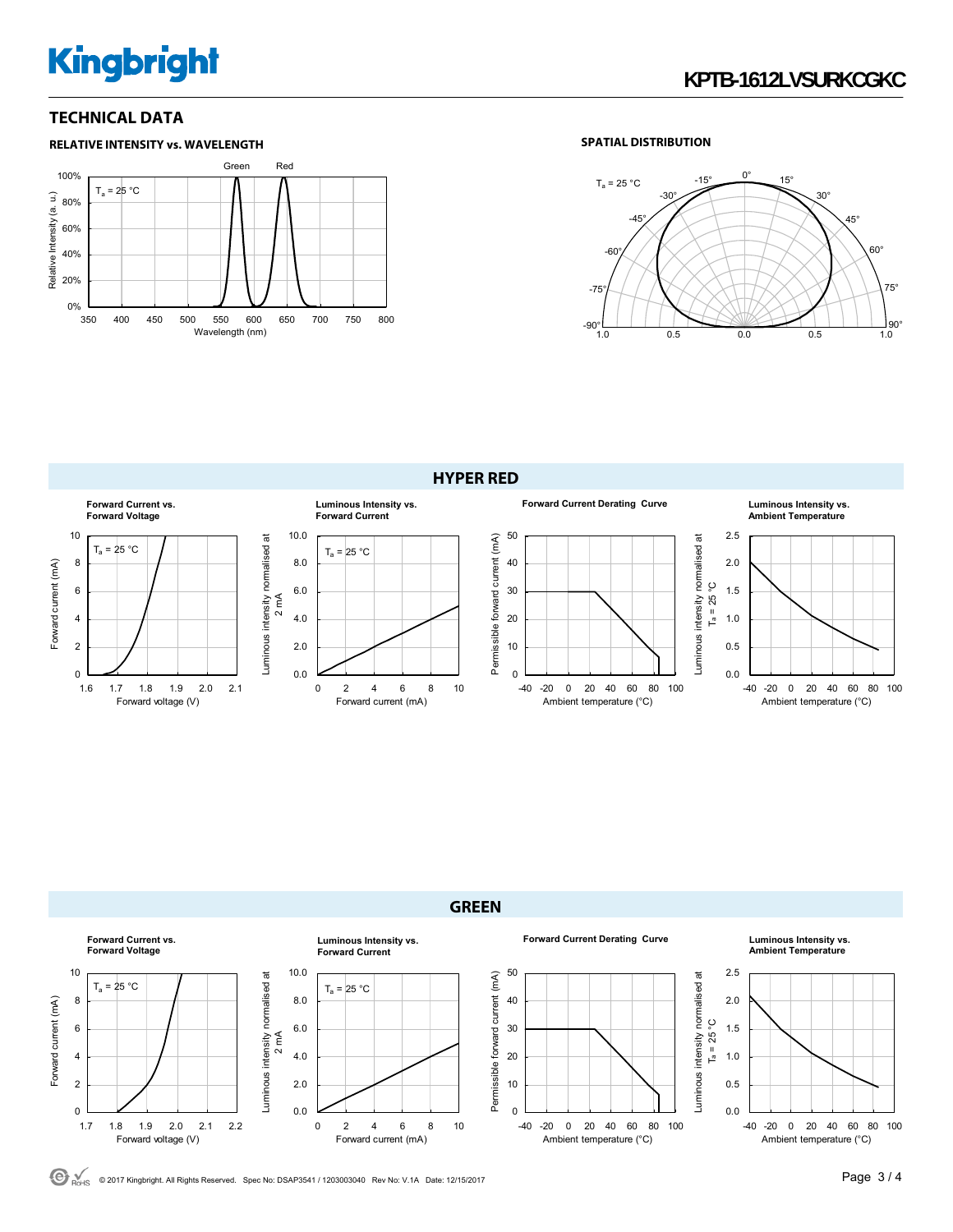## TECHNICAL DATA

### RELATIVE INTENSITY vs. WAVELENGTH

$T_a$ = 25 °C

Green Red

Relative Intensity (a. u.)

Wavelength (nm)

### SPATIAL DISTRIBUTION

$T_a$ = 25 °C

## HYPER RED

**Forward Current vs. Forward Voltage**

$T_a$ = 25 °C

Forward current (mA)

Forward voltage (V)

**Luminous Intensity vs. Forward Current**

$T_a$ = 25 °C

Luminous intensity normalised at 2 mA

Forward current (mA)

**Forward Current Derating Curve**

Permissible forward current (mA)

Ambient temperature (°C)

**Luminous Intensity vs. Ambient Temperature**

Luminous intensity normalised at $T_a$ = 25 °C

Ambient temperature (°C)

## GREEN

**Forward Current vs. Forward Voltage**

$T_a$ = 25 °C

Forward current (mA)

Forward voltage (V)

**Luminous Intensity vs. Forward Current**

$T_a$ = 25 °C

Luminous intensity normalised at 2 mA

Forward current (mA)

**Forward Current Derating Curve**

Permissible forward current (mA)

Ambient temperature (°C)

**Luminous Intensity vs. Ambient Temperature**

Luminous intensity normalised at $T_a$ = 25 °C

Ambient temperature (°C)

© 2017 Kingbright. All Rights Reserved. Spec No: DSAP3541 / 1203003040 Rev No: V.1A Date: 12/15/2017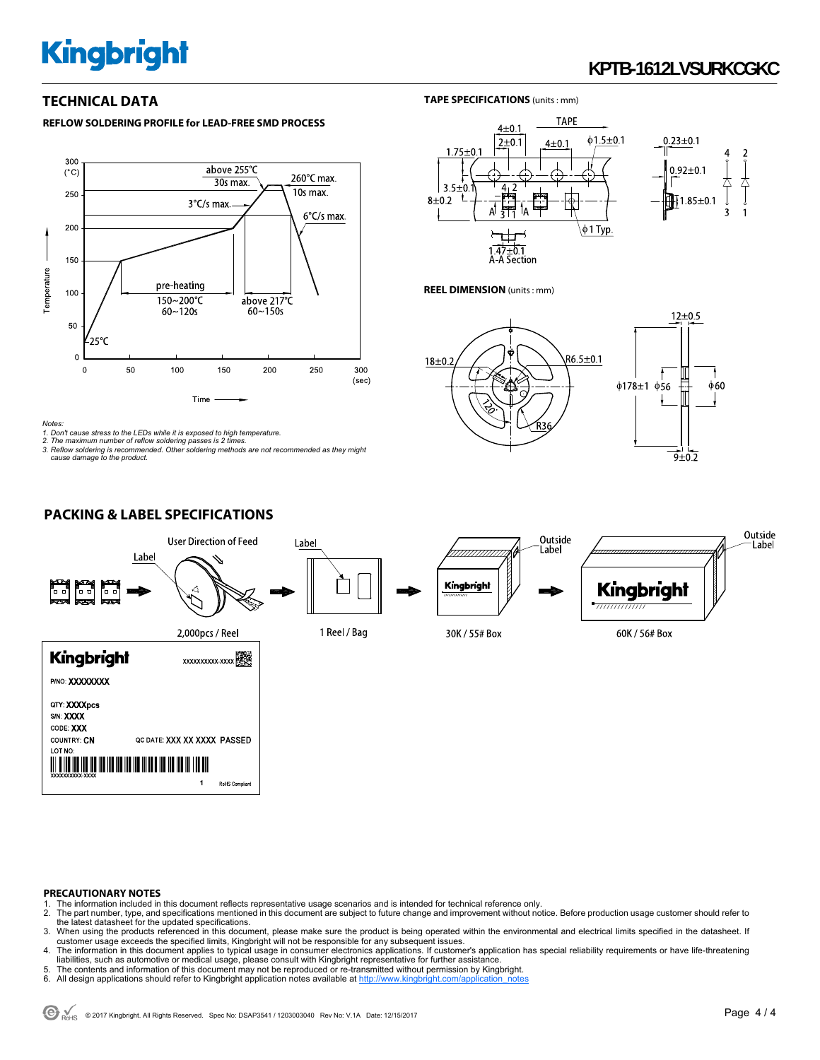## TECHNICAL DATA

### REFLOW SOLDERING PROFILE for LEAD-FREE SMD PROCESS

300
(°C)
250
200
150
100
50
0
Temperature
0 50 100 150 200 250 300 (sec)
Time
25°C
pre-heating
150~200°C
60~120s
3°C/s max.
above 255°C
30s max.
260°C max.
10s max.
6°C/s max.
above 217°C
60~150s

*Notes:*
*1. Don't cause stress to the LEDs while it is exposed to high temperature.*
*2. The maximum number of reflow soldering passes is 2 times.*
*3. Reflow soldering is recommended. Other soldering methods are not recommended as they might cause damage to the product.*

### TAPE SPECIFICATIONS (units : mm)

TAPE
4±0.1
2±0.1
4±0.1
ϕ1.5±0.1
1.75±0.1
3.5±0.1
8±0.2
0.23±0.1
0.92±0.1
1.85±0.1
ϕ1 Typ.
1.47±0.1
A-A Section
4 2
3 1

### REEL DIMENSION (units : mm)

18±0.2
R6.5±0.1
120°
R36
12±0.5
ϕ178±1
ϕ56
ϕ60
9±0.2

## PACKING & LABEL SPECIFICATIONS

User Direction of Feed
Label
2,000pcs / Reel
Label
1 Reel / Bag
Outside Label
30K / 55# Box
Outside Label
60K / 56# Box

Kingbright
XXXXXXXXXX-XXXX
P/NO: XXXXXXXX
QTY: XXXXpcs
S/N: XXXX
CODE: XXX
COUNTRY: CN
QC DATE: XXX XX XXXX PASSED
LOT NO:
XXXXXXXXXX-XXXX
1
RoHS Compliant

### PRECAUTIONARY NOTES

1. The information included in this document reflects representative usage scenarios and is intended for technical reference only.
2. The part number, type, and specifications mentioned in this document are subject to future change and improvement without notice. Before production usage customer should refer to the latest datasheet for the updated specifications.
3. When using the products referenced in this document, please make sure the product is being operated within the environmental and electrical limits specified in the datasheet. If customer usage exceeds the specified limits, Kingbright will not be responsible for any subsequent issues.
4. The information in this document applies to typical usage in consumer electronics applications. If customer's application has special reliability requirements or have life-threatening liabilities, such as automotive or medical usage, please consult with Kingbright representative for further assistance.
5. The contents and information of this document may not be reproduced or re-transmitted without permission by Kingbright.
6. All design applications should refer to Kingbright application notes available at http://www.kingbright.com/application_notes

© 2017 Kingbright. All Rights Reserved. Spec No: DSAP3541 / 1203003040 Rev No: V.1A Date: 12/15/2017